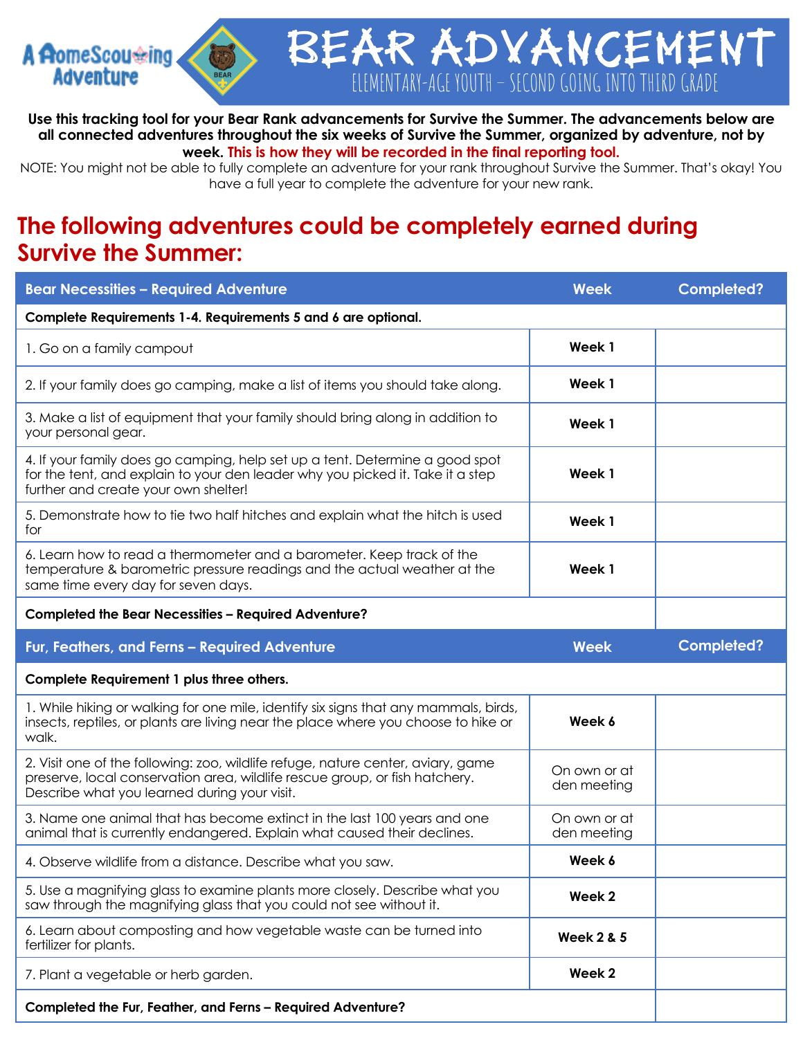# BEAR ADVANCEMENT

ELEMENTARY-AGE YOUTH – SECOND GOING INTO THIRD GRADE

A HomeScouting Adventure

**Use this tracking tool for your Bear Rank advancements for Survive the Summer. The advancements below are all connected adventures throughout the six weeks of Survive the Summer, organized by adventure, not by week. This is how they will be recorded in the final reporting tool.**

NOTE: You might not be able to fully complete an adventure for your rank throughout Survive the Summer. That's okay! You have a full year to complete the adventure for your new rank.

## The following adventures could be completely earned during Survive the Summer:

| Bear Necessities – Required Adventure | Week | Completed? |
|---|---|---|
| **Complete Requirements 1-4. Requirements 5 and 6 are optional.** | | |
| 1. Go on a family campout | **Week 1** | |
| 2. If your family does go camping, make a list of items you should take along. | **Week 1** | |
| 3. Make a list of equipment that your family should bring along in addition to your personal gear. | **Week 1** | |
| 4. If your family does go camping, help set up a tent. Determine a good spot for the tent, and explain to your den leader why you picked it. Take it a step further and create your own shelter! | **Week 1** | |
| 5. Demonstrate how to tie two half hitches and explain what the hitch is used for | **Week 1** | |
| 6. Learn how to read a thermometer and a barometer. Keep track of the temperature & barometric pressure readings and the actual weather at the same time every day for seven days. | **Week 1** | |
| **Completed the Bear Necessities – Required Adventure?** | | |

| Fur, Feathers, and Ferns – Required Adventure | Week | Completed? |
|---|---|---|
| **Complete Requirement 1 plus three others.** | | |
| 1. While hiking or walking for one mile, identify six signs that any mammals, birds, insects, reptiles, or plants are living near the place where you choose to hike or walk. | **Week 6** | |
| 2. Visit one of the following: zoo, wildlife refuge, nature center, aviary, game preserve, local conservation area, wildlife rescue group, or fish hatchery. Describe what you learned during your visit. | On own or at den meeting | |
| 3. Name one animal that has become extinct in the last 100 years and one animal that is currently endangered. Explain what caused their declines. | On own or at den meeting | |
| 4. Observe wildlife from a distance. Describe what you saw. | **Week 6** | |
| 5. Use a magnifying glass to examine plants more closely. Describe what you saw through the magnifying glass that you could not see without it. | **Week 2** | |
| 6. Learn about composting and how vegetable waste can be turned into fertilizer for plants. | **Week 2 & 5** | |
| 7. Plant a vegetable or herb garden. | **Week 2** | |
| **Completed the Fur, Feather, and Ferns – Required Adventure?** | | |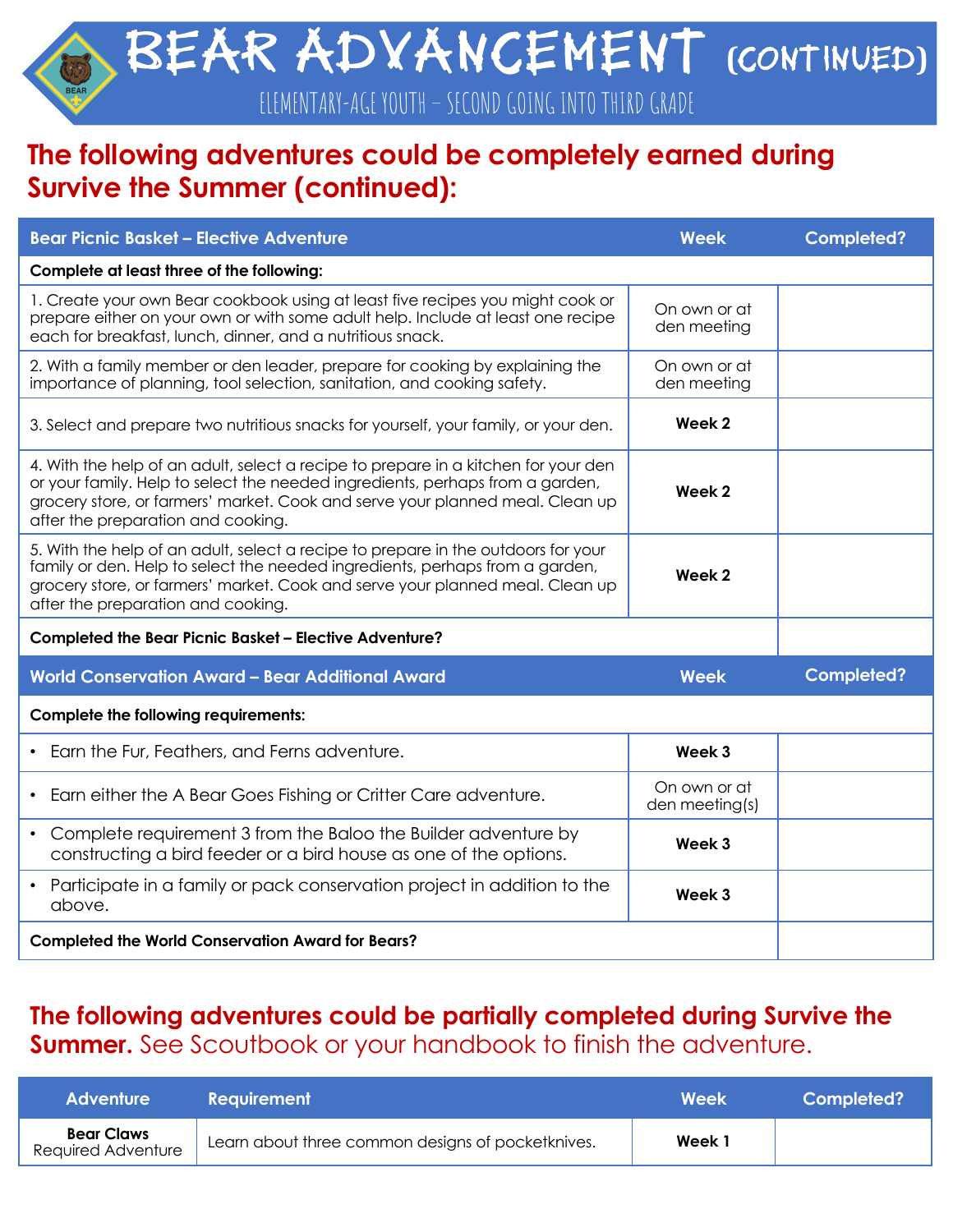# BEAR ADVANCEMENT (CONTINUED)

ELEMENTARY-AGE YOUTH – SECOND GOING INTO THIRD GRADE

## The following adventures could be completely earned during Survive the Summer (continued):

| Bear Picnic Basket – Elective Adventure | Week | Completed? |
|---|---|---|
| **Complete at least three of the following:** | | |
| 1. Create your own Bear cookbook using at least five recipes you might cook or prepare either on your own or with some adult help. Include at least one recipe each for breakfast, lunch, dinner, and a nutritious snack. | On own or at den meeting | |
| 2. With a family member or den leader, prepare for cooking by explaining the importance of planning, tool selection, sanitation, and cooking safety. | On own or at den meeting | |
| 3. Select and prepare two nutritious snacks for yourself, your family, or your den. | **Week 2** | |
| 4. With the help of an adult, select a recipe to prepare in a kitchen for your den or your family. Help to select the needed ingredients, perhaps from a garden, grocery store, or farmers' market. Cook and serve your planned meal. Clean up after the preparation and cooking. | **Week 2** | |
| 5. With the help of an adult, select a recipe to prepare in the outdoors for your family or den. Help to select the needed ingredients, perhaps from a garden, grocery store, or farmers' market. Cook and serve your planned meal. Clean up after the preparation and cooking. | **Week 2** | |
| **Completed the Bear Picnic Basket – Elective Adventure?** | | |

| World Conservation Award – Bear Additional Award | Week | Completed? |
|---|---|---|
| **Complete the following requirements:** | | |
| • Earn the Fur, Feathers, and Ferns adventure. | **Week 3** | |
| • Earn either the A Bear Goes Fishing or Critter Care adventure. | On own or at den meeting(s) | |
| • Complete requirement 3 from the Baloo the Builder adventure by constructing a bird feeder or a bird house as one of the options. | **Week 3** | |
| • Participate in a family or pack conservation project in addition to the above. | **Week 3** | |
| **Completed the World Conservation Award for Bears?** | | |

## The following adventures could be partially completed during Survive the Summer. See Scoutbook or your handbook to finish the adventure.

| Adventure | Requirement | Week | Completed? |
|---|---|---|---|
| **Bear Claws** Required Adventure | Learn about three common designs of pocketknives. | **Week 1** | |